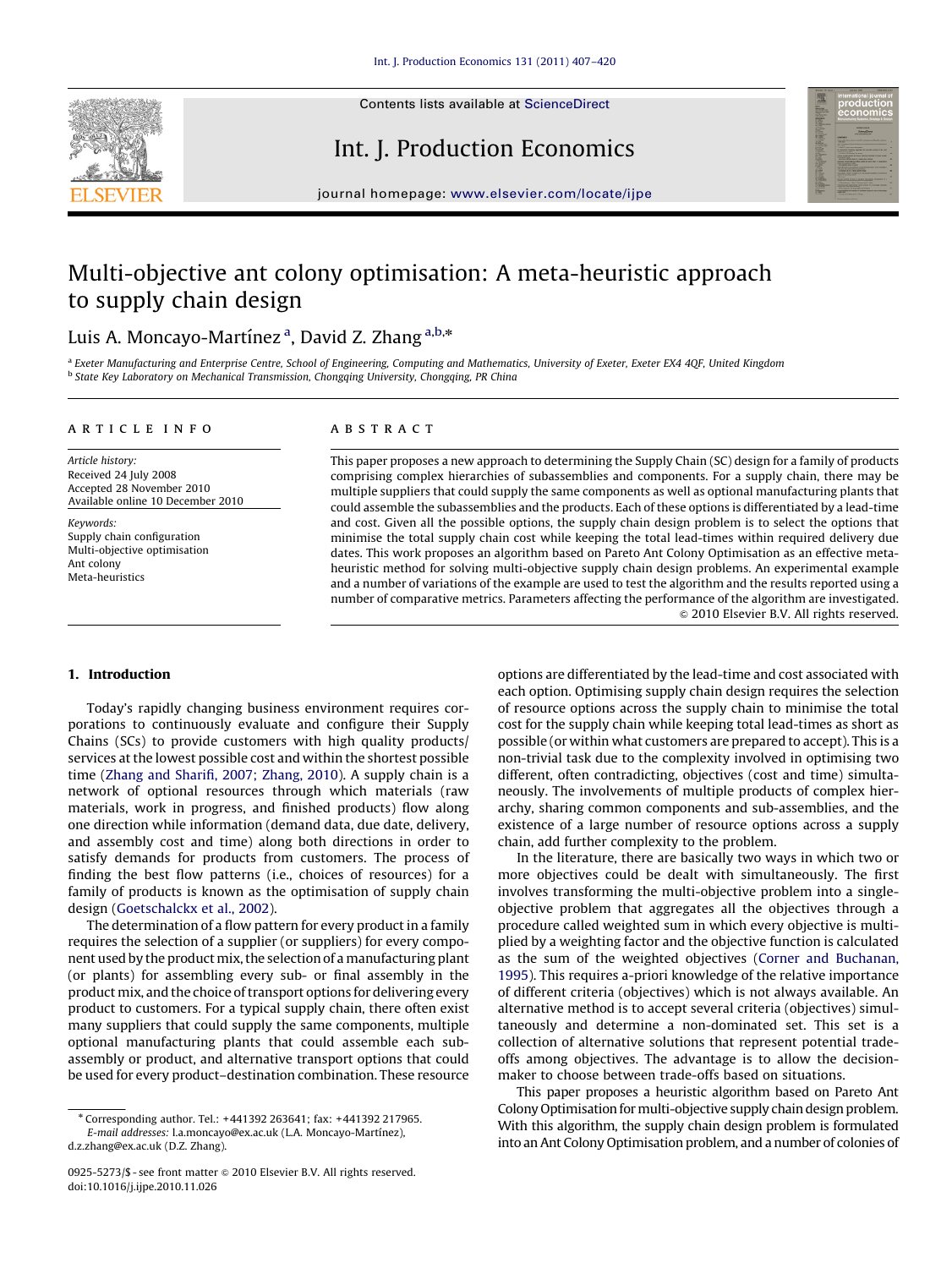Contents lists available at ScienceDirect

# Int. J. Production Economics

journal homepage: www.elsevier.com/locate/ijpe

# Multi-objective ant colony optimisation: A meta-heuristic approach to supply chain design

Luis A. Moncayo-Martínez [a], David Z. Zhang [a,b,*]

[a] Exeter Manufacturing and Enterprise Centre, School of Engineering, Computing and Mathematics, University of Exeter, Exeter EX4 4QF, United Kingdom

[b] State Key Laboratory on Mechanical Transmission, Chongqing University, Chongqing, PR China

## ARTICLE INFO

*Article history:*
Received 24 July 2008
Accepted 28 November 2010
Available online 10 December 2010

*Keywords:*
Supply chain configuration
Multi-objective optimisation
Ant colony
Meta-heuristics

## ABSTRACT

This paper proposes a new approach to determining the Supply Chain (SC) design for a family of products comprising complex hierarchies of subassemblies and components. For a supply chain, there may be multiple suppliers that could supply the same components as well as optional manufacturing plants that could assemble the subassemblies and the products. Each of these options is differentiated by a lead-time and cost. Given all the possible options, the supply chain design problem is to select the options that minimise the total supply chain cost while keeping the total lead-times within required delivery due dates. This work proposes an algorithm based on Pareto Ant Colony Optimisation as an effective meta-heuristic method for solving multi-objective supply chain design problems. An experimental example and a number of variations of the example are used to test the algorithm and the results reported using a number of comparative metrics. Parameters affecting the performance of the algorithm are investigated.

© 2010 Elsevier B.V. All rights reserved.

## 1. Introduction

Today's rapidly changing business environment requires corporations to continuously evaluate and configure their Supply Chains (SCs) to provide customers with high quality products/services at the lowest possible cost and within the shortest possible time (Zhang and Sharifi, 2007; Zhang, 2010). A supply chain is a network of optional resources through which materials (raw materials, work in progress, and finished products) flow along one direction while information (demand data, due date, delivery, and assembly cost and time) along both directions in order to satisfy demands for products from customers. The process of finding the best flow patterns (i.e., choices of resources) for a family of products is known as the optimisation of supply chain design (Goetschalckx et al., 2002).

The determination of a flow pattern for every product in a family requires the selection of a supplier (or suppliers) for every component used by the product mix, the selection of a manufacturing plant (or plants) for assembling every sub- or final assembly in the product mix, and the choice of transport options for delivering every product to customers. For a typical supply chain, there often exist many suppliers that could supply the same components, multiple optional manufacturing plants that could assemble each subassembly or product, and alternative transport options that could be used for every product–destination combination. These resource options are differentiated by the lead-time and cost associated with each option. Optimising supply chain design requires the selection of resource options across the supply chain to minimise the total cost for the supply chain while keeping total lead-times as short as possible (or within what customers are prepared to accept). This is a non-trivial task due to the complexity involved in optimising two different, often contradicting, objectives (cost and time) simultaneously. The involvements of multiple products of complex hierarchy, sharing common components and sub-assemblies, and the existence of a large number of resource options across a supply chain, add further complexity to the problem.

In the literature, there are basically two ways in which two or more objectives could be dealt with simultaneously. The first involves transforming the multi-objective problem into a single-objective problem that aggregates all the objectives through a procedure called weighted sum in which every objective is multiplied by a weighting factor and the objective function is calculated as the sum of the weighted objectives (Corner and Buchanan, 1995). This requires a-priori knowledge of the relative importance of different criteria (objectives) which is not always available. An alternative method is to accept several criteria (objectives) simultaneously and determine a non-dominated set. This set is a collection of alternative solutions that represent potential trade-offs among objectives. The advantage is to allow the decision-maker to choose between trade-offs based on situations.

This paper proposes a heuristic algorithm based on Pareto Ant Colony Optimisation for multi-objective supply chain design problem. With this algorithm, the supply chain design problem is formulated into an Ant Colony Optimisation problem, and a number of colonies of

* Corresponding author. Tel.: +441392 263641; fax: +441392 217965.
*E-mail addresses:* l.a.moncayo@ex.ac.uk (L.A. Moncayo-Martínez), d.z.zhang@ex.ac.uk (D.Z. Zhang).

0925-5273/$ - see front matter © 2010 Elsevier B.V. All rights reserved.
doi:10.1016/j.ijpe.2010.11.026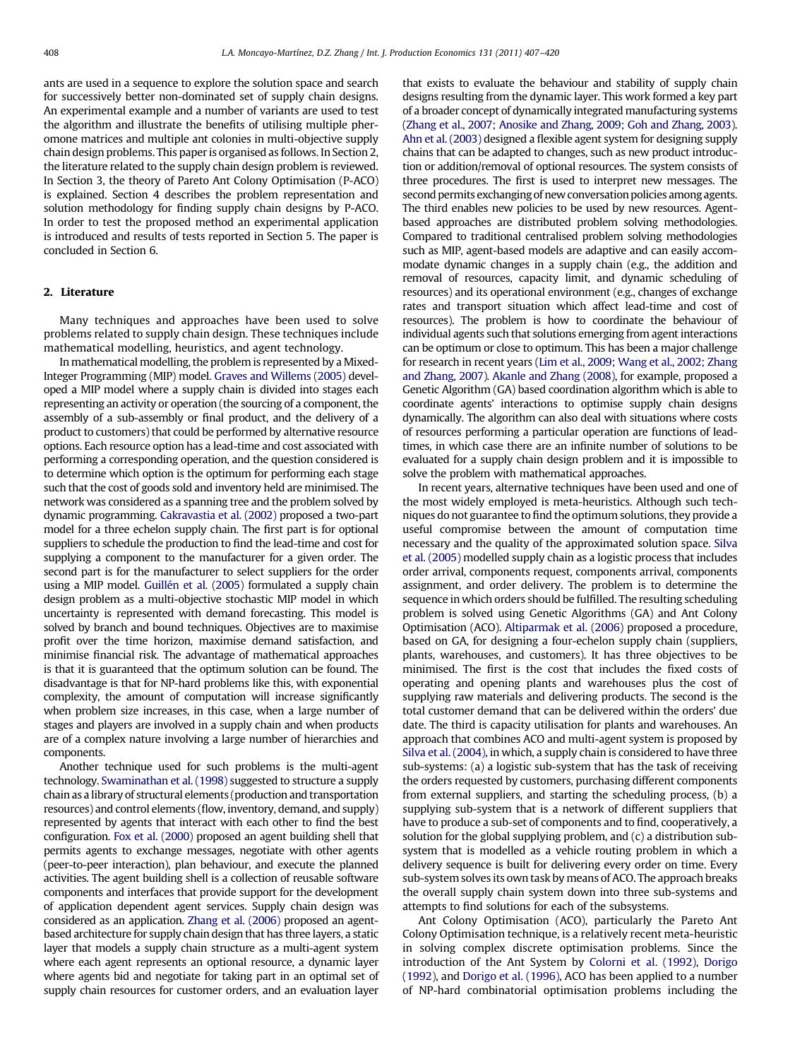ants are used in a sequence to explore the solution space and search for successively better non-dominated set of supply chain designs. An experimental example and a number of variants are used to test the algorithm and illustrate the benefits of utilising multiple pheromone matrices and multiple ant colonies in multi-objective supply chain design problems. This paper is organised as follows. In Section 2, the literature related to the supply chain design problem is reviewed. In Section 3, the theory of Pareto Ant Colony Optimisation (P-ACO) is explained. Section 4 describes the problem representation and solution methodology for finding supply chain designs by P-ACO. In order to test the proposed method an experimental application is introduced and results of tests reported in Section 5. The paper is concluded in Section 6.

## 2. Literature

Many techniques and approaches have been used to solve problems related to supply chain design. These techniques include mathematical modelling, heuristics, and agent technology.

In mathematical modelling, the problem is represented by a Mixed-Integer Programming (MIP) model. Graves and Willems (2005) developed a MIP model where a supply chain is divided into stages each representing an activity or operation (the sourcing of a component, the assembly of a sub-assembly or final product, and the delivery of a product to customers) that could be performed by alternative resource options. Each resource option has a lead-time and cost associated with performing a corresponding operation, and the question considered is to determine which option is the optimum for performing each stage such that the cost of goods sold and inventory held are minimised. The network was considered as a spanning tree and the problem solved by dynamic programming. Cakravastia et al. (2002) proposed a two-part model for a three echelon supply chain. The first part is for optional suppliers to schedule the production to find the lead-time and cost for supplying a component to the manufacturer for a given order. The second part is for the manufacturer to select suppliers for the order using a MIP model. Guillén et al. (2005) formulated a supply chain design problem as a multi-objective stochastic MIP model in which uncertainty is represented with demand forecasting. This model is solved by branch and bound techniques. Objectives are to maximise profit over the time horizon, maximise demand satisfaction, and minimise financial risk. The advantage of mathematical approaches is that it is guaranteed that the optimum solution can be found. The disadvantage is that for NP-hard problems like this, with exponential complexity, the amount of computation will increase significantly when problem size increases, in this case, when a large number of stages and players are involved in a supply chain and when products are of a complex nature involving a large number of hierarchies and components.

Another technique used for such problems is the multi-agent technology. Swaminathan et al. (1998) suggested to structure a supply chain as a library of structural elements (production and transportation resources) and control elements (flow, inventory, demand, and supply) represented by agents that interact with each other to find the best configuration. Fox et al. (2000) proposed an agent building shell that permits agents to exchange messages, negotiate with other agents (peer-to-peer interaction), plan behaviour, and execute the planned activities. The agent building shell is a collection of reusable software components and interfaces that provide support for the development of application dependent agent services. Supply chain design was considered as an application. Zhang et al. (2006) proposed an agent-based architecture for supply chain design that has three layers, a static layer that models a supply chain structure as a multi-agent system where each agent represents an optional resource, a dynamic layer where agents bid and negotiate for taking part in an optimal set of supply chain resources for customer orders, and an evaluation layer that exists to evaluate the behaviour and stability of supply chain designs resulting from the dynamic layer. This work formed a key part of a broader concept of dynamically integrated manufacturing systems (Zhang et al., 2007; Anosike and Zhang, 2009; Goh and Zhang, 2003). Ahn et al. (2003) designed a flexible agent system for designing supply chains that can be adapted to changes, such as new product introduction or addition/removal of optional resources. The system consists of three procedures. The first is used to interpret new messages. The second permits exchanging of new conversation policies among agents. The third enables new policies to be used by new resources. Agent-based approaches are distributed problem solving methodologies. Compared to traditional centralised problem solving methodologies such as MIP, agent-based models are adaptive and can easily accommodate dynamic changes in a supply chain (e.g., the addition and removal of resources, capacity limit, and dynamic scheduling of resources) and its operational environment (e.g., changes of exchange rates and transport situation which affect lead-time and cost of resources). The problem is how to coordinate the behaviour of individual agents such that solutions emerging from agent interactions can be optimum or close to optimum. This has been a major challenge for research in recent years (Lim et al., 2009; Wang et al., 2002; Zhang and Zhang, 2007). Akanle and Zhang (2008), for example, proposed a Genetic Algorithm (GA) based coordination algorithm which is able to coordinate agents' interactions to optimise supply chain designs dynamically. The algorithm can also deal with situations where costs of resources performing a particular operation are functions of lead-times, in which case there are an infinite number of solutions to be evaluated for a supply chain design problem and it is impossible to solve the problem with mathematical approaches.

In recent years, alternative techniques have been used and one of the most widely employed is meta-heuristics. Although such techniques do not guarantee to find the optimum solutions, they provide a useful compromise between the amount of computation time necessary and the quality of the approximated solution space. Silva et al. (2005) modelled supply chain as a logistic process that includes order arrival, components request, components arrival, components assignment, and order delivery. The problem is to determine the sequence in which orders should be fulfilled. The resulting scheduling problem is solved using Genetic Algorithms (GA) and Ant Colony Optimisation (ACO). Altiparmak et al. (2006) proposed a procedure, based on GA, for designing a four-echelon supply chain (suppliers, plants, warehouses, and customers). It has three objectives to be minimised. The first is the cost that includes the fixed costs of operating and opening plants and warehouses plus the cost of supplying raw materials and delivering products. The second is the total customer demand that can be delivered within the orders' due date. The third is capacity utilisation for plants and warehouses. An approach that combines ACO and multi-agent system is proposed by Silva et al. (2004), in which, a supply chain is considered to have three sub-systems: (a) a logistic sub-system that has the task of receiving the orders requested by customers, purchasing different components from external suppliers, and starting the scheduling process, (b) a supplying sub-system that is a network of different suppliers that have to produce a sub-set of components and to find, cooperatively, a solution for the global supplying problem, and (c) a distribution sub-system that is modelled as a vehicle routing problem in which a delivery sequence is built for delivering every order on time. Every sub-system solves its own task by means of ACO. The approach breaks the overall supply chain system down into three sub-systems and attempts to find solutions for each of the subsystems.

Ant Colony Optimisation (ACO), particularly the Pareto Ant Colony Optimisation technique, is a relatively recent meta-heuristic in solving complex discrete optimisation problems. Since the introduction of the Ant System by Colorni et al. (1992), Dorigo (1992), and Dorigo et al. (1996), ACO has been applied to a number of NP-hard combinatorial optimisation problems including the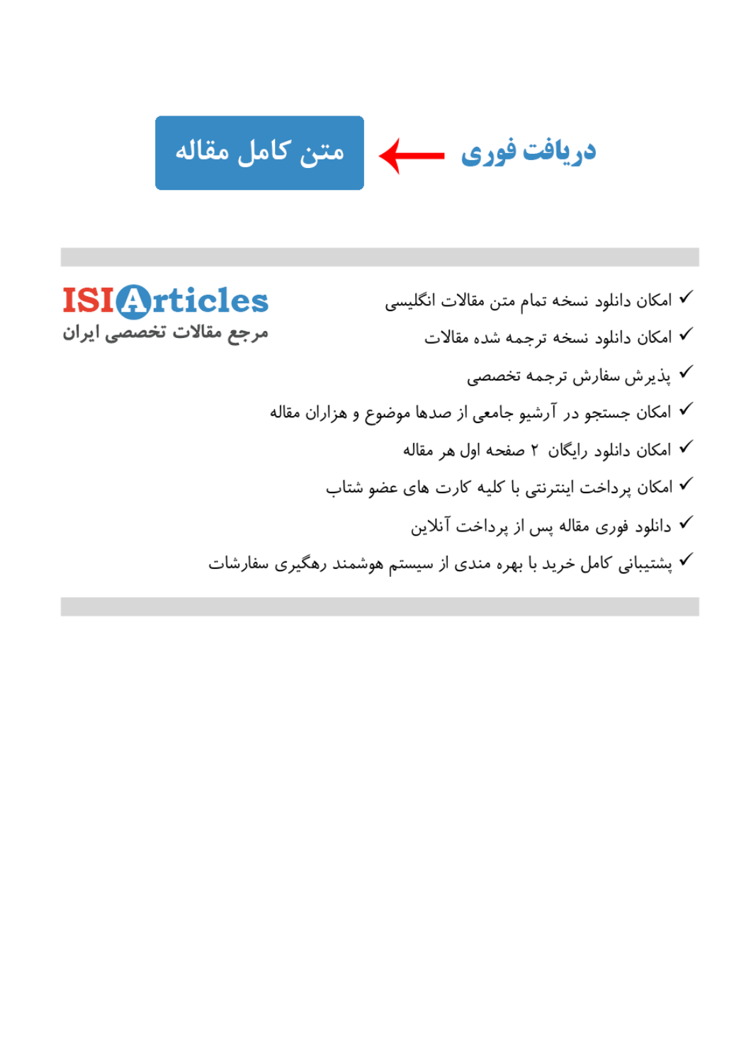دریافت فوری ← **متن کامل مقاله**

**ISIArticles**
مرجع مقالات تخصصی ایران

- ✓ امکان دانلود نسخه تمام متن مقالات انگلیسی
- ✓ امکان دانلود نسخه ترجمه شده مقالات
- ✓ پذیرش سفارش ترجمه تخصصی
- ✓ امکان جستجو در آرشیو جامعی از صدها موضوع و هزاران مقاله
- ✓ امکان دانلود رایگان ۲ صفحه اول هر مقاله
- ✓ امکان پرداخت اینترنتی با کلیه کارت های عضو شتاب
- ✓ دانلود فوری مقاله پس از پرداخت آنلاین
- ✓ پشتیبانی کامل خرید با بهره مندی از سیستم هوشمند رهگیری سفارشات